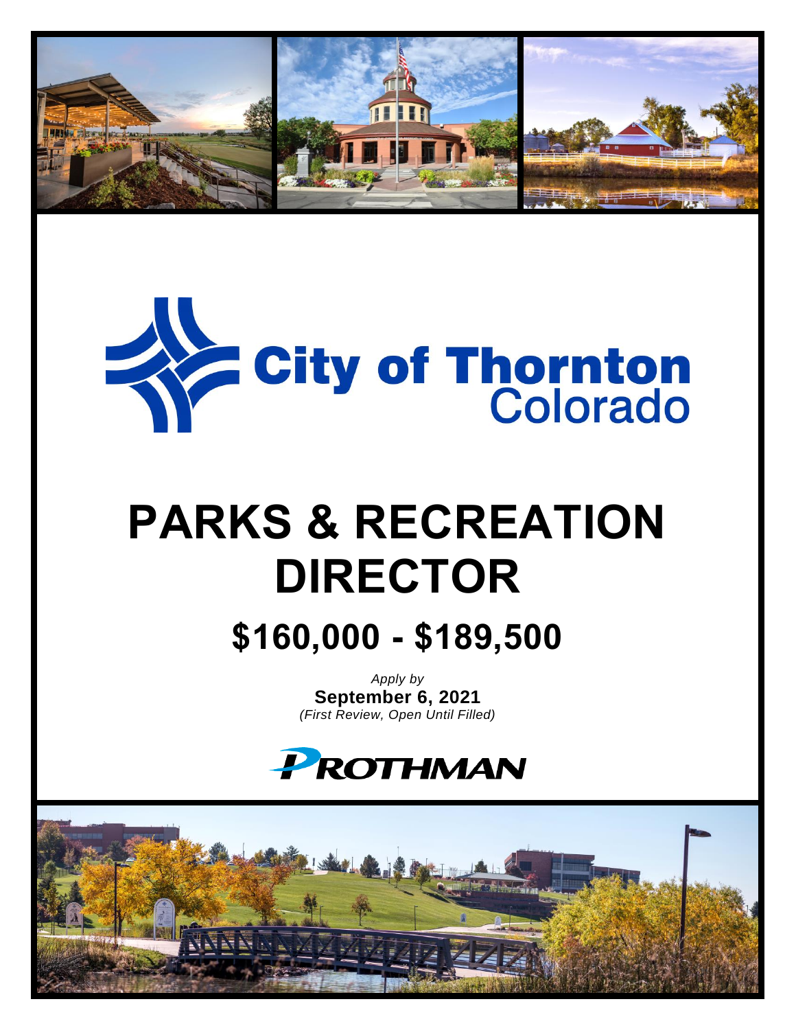City of Thornton
Colorado

# PARKS & RECREATION DIRECTOR

## $160,000 - $189,500

*Apply by*
**September 6, 2021**
*(First Review, Open Until Filled)*

PROTHMAN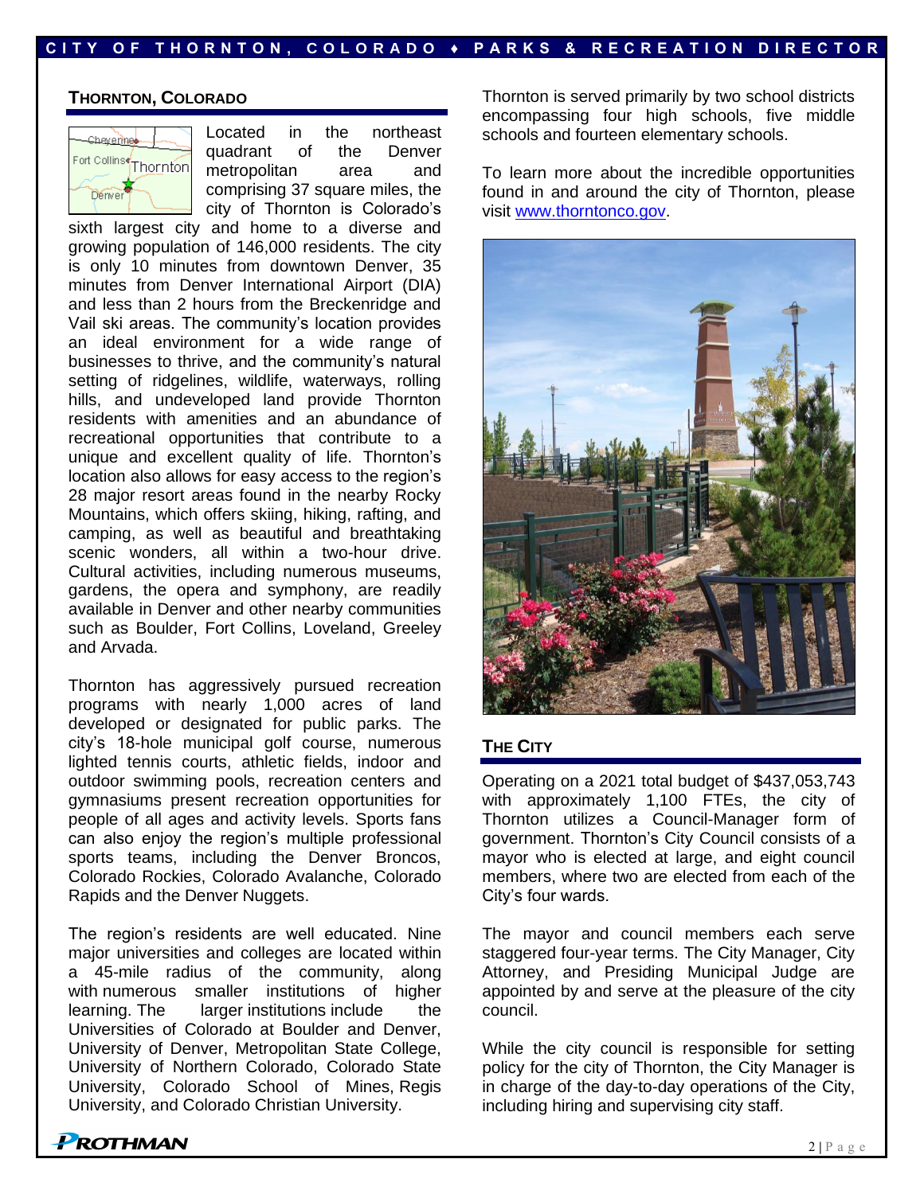## Thornton, Colorado

Located in the northeast quadrant of the Denver metropolitan area and comprising 37 square miles, the city of Thornton is Colorado's sixth largest city and home to a diverse and growing population of 146,000 residents. The city is only 10 minutes from downtown Denver, 35 minutes from Denver International Airport (DIA) and less than 2 hours from the Breckenridge and Vail ski areas. The community's location provides an ideal environment for a wide range of businesses to thrive, and the community's natural setting of ridgelines, wildlife, waterways, rolling hills, and undeveloped land provide Thornton residents with amenities and an abundance of recreational opportunities that contribute to a unique and excellent quality of life. Thornton's location also allows for easy access to the region's 28 major resort areas found in the nearby Rocky Mountains, which offers skiing, hiking, rafting, and camping, as well as beautiful and breathtaking scenic wonders, all within a two-hour drive. Cultural activities, including numerous museums, gardens, the opera and symphony, are readily available in Denver and other nearby communities such as Boulder, Fort Collins, Loveland, Greeley and Arvada.

Thornton has aggressively pursued recreation programs with nearly 1,000 acres of land developed or designated for public parks. The city's 18-hole municipal golf course, numerous lighted tennis courts, athletic fields, indoor and outdoor swimming pools, recreation centers and gymnasiums present recreation opportunities for people of all ages and activity levels. Sports fans can also enjoy the region's multiple professional sports teams, including the Denver Broncos, Colorado Rockies, Colorado Avalanche, Colorado Rapids and the Denver Nuggets.

The region's residents are well educated. Nine major universities and colleges are located within a 45-mile radius of the community, along with numerous smaller institutions of higher learning. The larger institutions include the Universities of Colorado at Boulder and Denver, University of Denver, Metropolitan State College, University of Northern Colorado, Colorado State University, Colorado School of Mines, Regis University, and Colorado Christian University.

Thornton is served primarily by two school districts encompassing four high schools, five middle schools and fourteen elementary schools.

To learn more about the incredible opportunities found in and around the city of Thornton, please visit www.thorntonco.gov.

## The City

Operating on a 2021 total budget of $437,053,743 with approximately 1,100 FTEs, the city of Thornton utilizes a Council-Manager form of government. Thornton's City Council consists of a mayor who is elected at large, and eight council members, where two are elected from each of the City's four wards.

The mayor and council members each serve staggered four-year terms. The City Manager, City Attorney, and Presiding Municipal Judge are appointed by and serve at the pleasure of the city council.

While the city council is responsible for setting policy for the city of Thornton, the City Manager is in charge of the day-to-day operations of the City, including hiring and supervising city staff.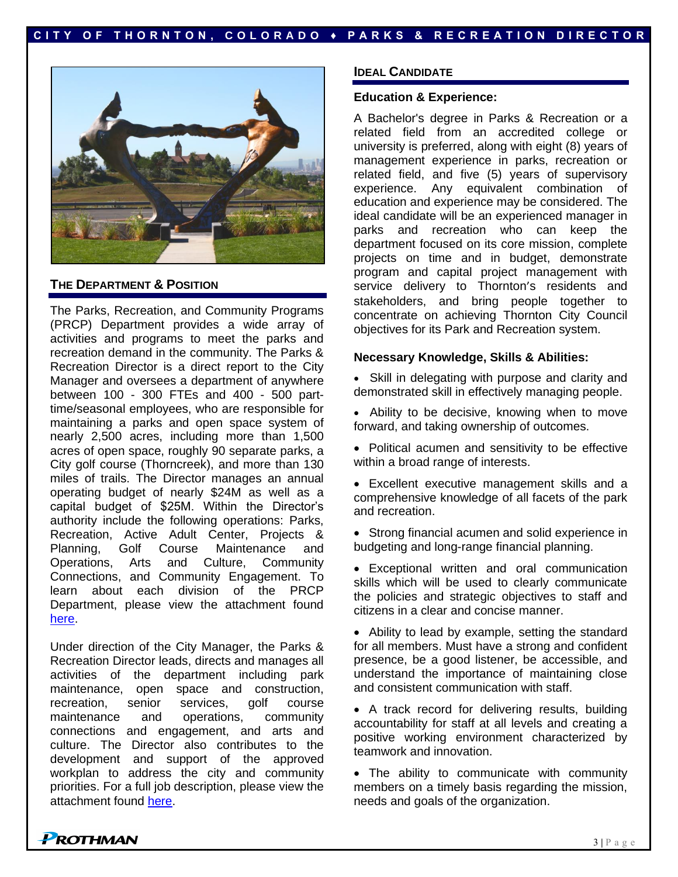## THE DEPARTMENT & POSITION

The Parks, Recreation, and Community Programs (PRCP) Department provides a wide array of activities and programs to meet the parks and recreation demand in the community. The Parks & Recreation Director is a direct report to the City Manager and oversees a department of anywhere between 100 - 300 FTEs and 400 - 500 part-time/seasonal employees, who are responsible for maintaining a parks and open space system of nearly 2,500 acres, including more than 1,500 acres of open space, roughly 90 separate parks, a City golf course (Thorncreek), and more than 130 miles of trails. The Director manages an annual operating budget of nearly $24M as well as a capital budget of $25M. Within the Director's authority include the following operations: Parks, Recreation, Active Adult Center, Projects & Planning, Golf Course Maintenance and Operations, Arts and Culture, Community Connections, and Community Engagement. To learn about each division of the PRCP Department, please view the attachment found here.

Under direction of the City Manager, the Parks & Recreation Director leads, directs and manages all activities of the department including park maintenance, open space and construction, recreation, senior services, golf course maintenance and operations, community connections and engagement, and arts and culture. The Director also contributes to the development and support of the approved workplan to address the city and community priorities. For a full job description, please view the attachment found here.

## IDEAL CANDIDATE

### Education & Experience:

A Bachelor's degree in Parks & Recreation or a related field from an accredited college or university is preferred, along with eight (8) years of management experience in parks, recreation or related field, and five (5) years of supervisory experience. Any equivalent combination of education and experience may be considered. The ideal candidate will be an experienced manager in parks and recreation who can keep the department focused on its core mission, complete projects on time and in budget, demonstrate program and capital project management with service delivery to Thornton's residents and stakeholders, and bring people together to concentrate on achieving Thornton City Council objectives for its Park and Recreation system.

### Necessary Knowledge, Skills & Abilities:

- Skill in delegating with purpose and clarity and demonstrated skill in effectively managing people.
- Ability to be decisive, knowing when to move forward, and taking ownership of outcomes.
- Political acumen and sensitivity to be effective within a broad range of interests.
- Excellent executive management skills and a comprehensive knowledge of all facets of the park and recreation.
- Strong financial acumen and solid experience in budgeting and long-range financial planning.
- Exceptional written and oral communication skills which will be used to clearly communicate the policies and strategic objectives to staff and citizens in a clear and concise manner.
- Ability to lead by example, setting the standard for all members. Must have a strong and confident presence, be a good listener, be accessible, and understand the importance of maintaining close and consistent communication with staff.
- A track record for delivering results, building accountability for staff at all levels and creating a positive working environment characterized by teamwork and innovation.
- The ability to communicate with community members on a timely basis regarding the mission, needs and goals of the organization.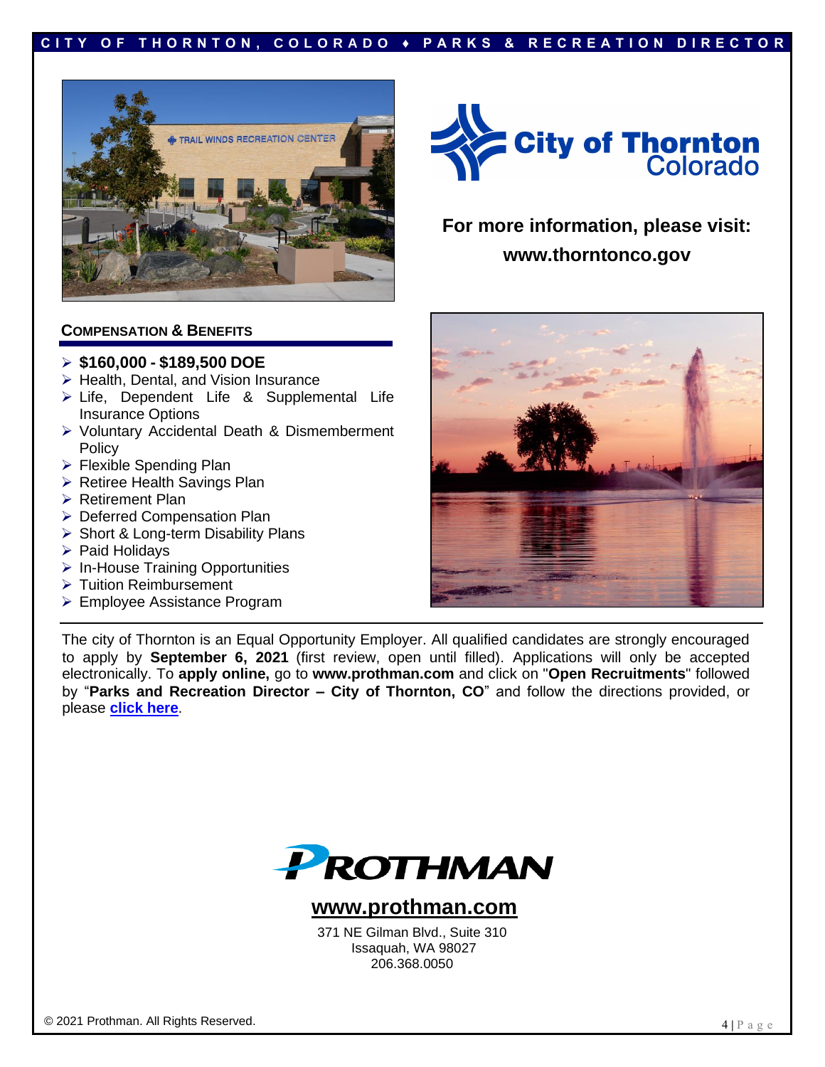For more information, please visit:

www.thorntonco.gov

## Compensation & Benefits

- **$160,000 - $189,500 DOE**
- Health, Dental, and Vision Insurance
- Life, Dependent Life & Supplemental Life Insurance Options
- Voluntary Accidental Death & Dismemberment Policy
- Flexible Spending Plan
- Retiree Health Savings Plan
- Retirement Plan
- Deferred Compensation Plan
- Short & Long-term Disability Plans
- Paid Holidays
- In-House Training Opportunities
- Tuition Reimbursement
- Employee Assistance Program

The city of Thornton is an Equal Opportunity Employer. All qualified candidates are strongly encouraged to apply by **September 6, 2021** (first review, open until filled). Applications will only be accepted electronically. To **apply online,** go to **www.prothman.com** and click on "**Open Recruitments**" followed by "**Parks and Recreation Director – City of Thornton, CO**" and follow the directions provided, or please **click here**.

**www.prothman.com**

371 NE Gilman Blvd., Suite 310
Issaquah, WA 98027
206.368.0050

© 2021 Prothman. All Rights Reserved.